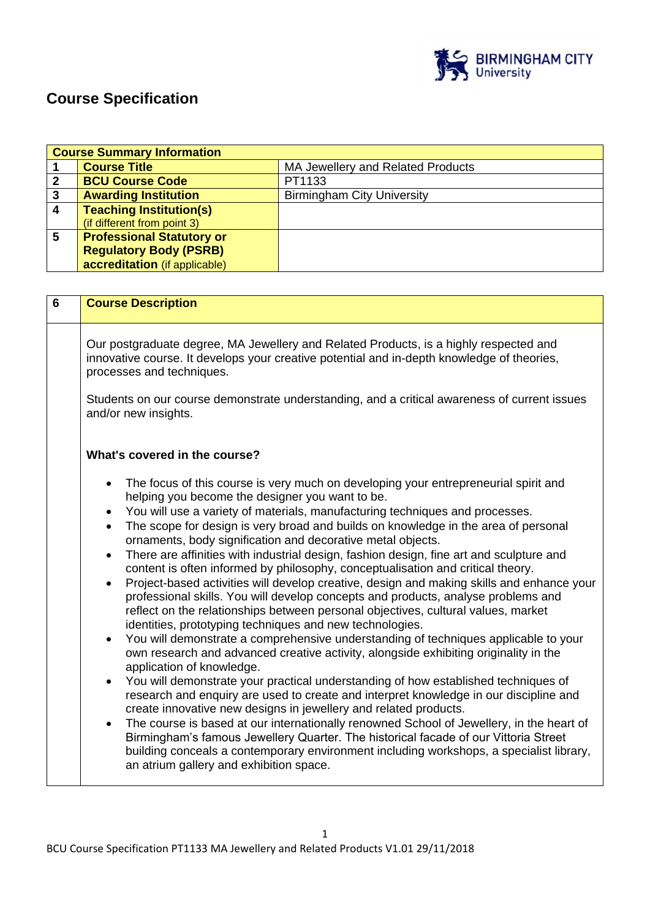# Course Specification

| Course Summary Information | | |
|---|---|---|
| 1 | **Course Title** | MA Jewellery and Related Products |
| 2 | **BCU Course Code** | PT1133 |
| 3 | **Awarding Institution** | Birmingham City University |
| 4 | **Teaching Institution(s)** (if different from point 3) | |
| 5 | **Professional Statutory or Regulatory Body (PSRB) accreditation** (if applicable) | |

| 6 | Course Description |
|---|---|
| | Our postgraduate degree, MA Jewellery and Related Products, is a highly respected and innovative course. It develops your creative potential and in-depth knowledge of theories, processes and techniques.<br><br>Students on our course demonstrate understanding, and a critical awareness of current issues and/or new insights.<br><br>**What's covered in the course?**<br><br>• The focus of this course is very much on developing your entrepreneurial spirit and helping you become the designer you want to be.<br>• You will use a variety of materials, manufacturing techniques and processes.<br>• The scope for design is very broad and builds on knowledge in the area of personal ornaments, body signification and decorative metal objects.<br>• There are affinities with industrial design, fashion design, fine art and sculpture and content is often informed by philosophy, conceptualisation and critical theory.<br>• Project-based activities will develop creative, design and making skills and enhance your professional skills. You will develop concepts and products, analyse problems and reflect on the relationships between personal objectives, cultural values, market identities, prototyping techniques and new technologies.<br>• You will demonstrate a comprehensive understanding of techniques applicable to your own research and advanced creative activity, alongside exhibiting originality in the application of knowledge.<br>• You will demonstrate your practical understanding of how established techniques of research and enquiry are used to create and interpret knowledge in our discipline and create innovative new designs in jewellery and related products.<br>• The course is based at our internationally renowned School of Jewellery, in the heart of Birmingham's famous Jewellery Quarter. The historical facade of our Vittoria Street building conceals a contemporary environment including workshops, a specialist library, an atrium gallery and exhibition space. |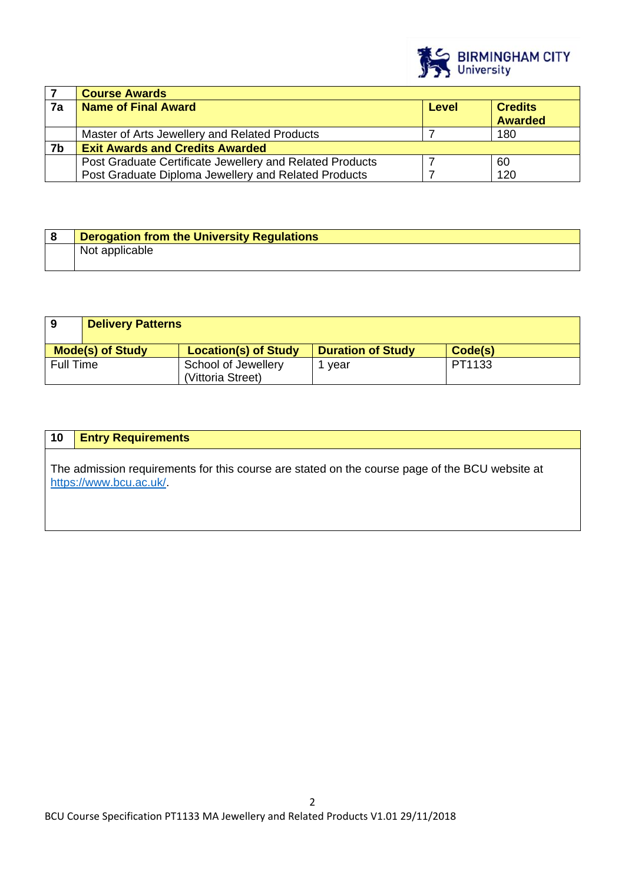| 7 | Course Awards | | |
|---|---|---|---|
| **7a** | **Name of Final Award** | **Level** | **Credits Awarded** |
| | Master of Arts Jewellery and Related Products | 7 | 180 |
| **7b** | **Exit Awards and Credits Awarded** | | |
| | Post Graduate Certificate Jewellery and Related Products | 7 | 60 |
| | Post Graduate Diploma Jewellery and Related Products | 7 | 120 |

| 8 | Derogation from the University Regulations |
|---|---|
| | Not applicable |

| 9 | Delivery Patterns | | |
|---|---|---|---|
| **Mode(s) of Study** | **Location(s) of Study** | **Duration of Study** | **Code(s)** |
| Full Time | School of Jewellery (Vittoria Street) | 1 year | PT1133 |

| 10 | Entry Requirements |
|---|---|
| | The admission requirements for this course are stated on the course page of the BCU website at https://www.bcu.ac.uk/. |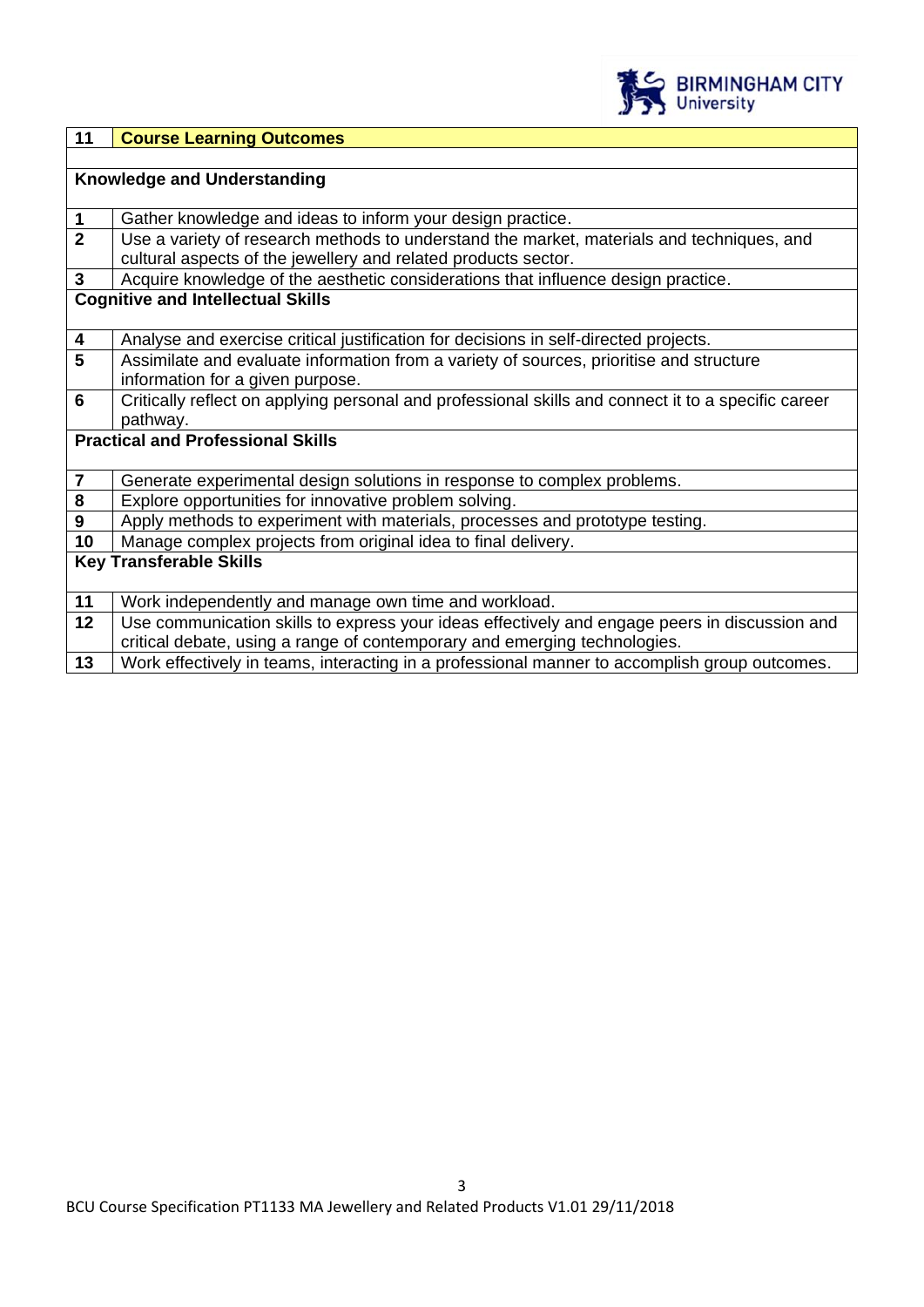| 11 | **Course Learning Outcomes** |
|---|---|
| | |
| **Knowledge and Understanding** | |
| **1** | Gather knowledge and ideas to inform your design practice. |
| **2** | Use a variety of research methods to understand the market, materials and techniques, and cultural aspects of the jewellery and related products sector. |
| **3** | Acquire knowledge of the aesthetic considerations that influence design practice. |
| **Cognitive and Intellectual Skills** | |
| **4** | Analyse and exercise critical justification for decisions in self-directed projects. |
| **5** | Assimilate and evaluate information from a variety of sources, prioritise and structure information for a given purpose. |
| **6** | Critically reflect on applying personal and professional skills and connect it to a specific career pathway. |
| **Practical and Professional Skills** | |
| **7** | Generate experimental design solutions in response to complex problems. |
| **8** | Explore opportunities for innovative problem solving. |
| **9** | Apply methods to experiment with materials, processes and prototype testing. |
| **10** | Manage complex projects from original idea to final delivery. |
| **Key Transferable Skills** | |
| **11** | Work independently and manage own time and workload. |
| **12** | Use communication skills to express your ideas effectively and engage peers in discussion and critical debate, using a range of contemporary and emerging technologies. |
| **13** | Work effectively in teams, interacting in a professional manner to accomplish group outcomes. |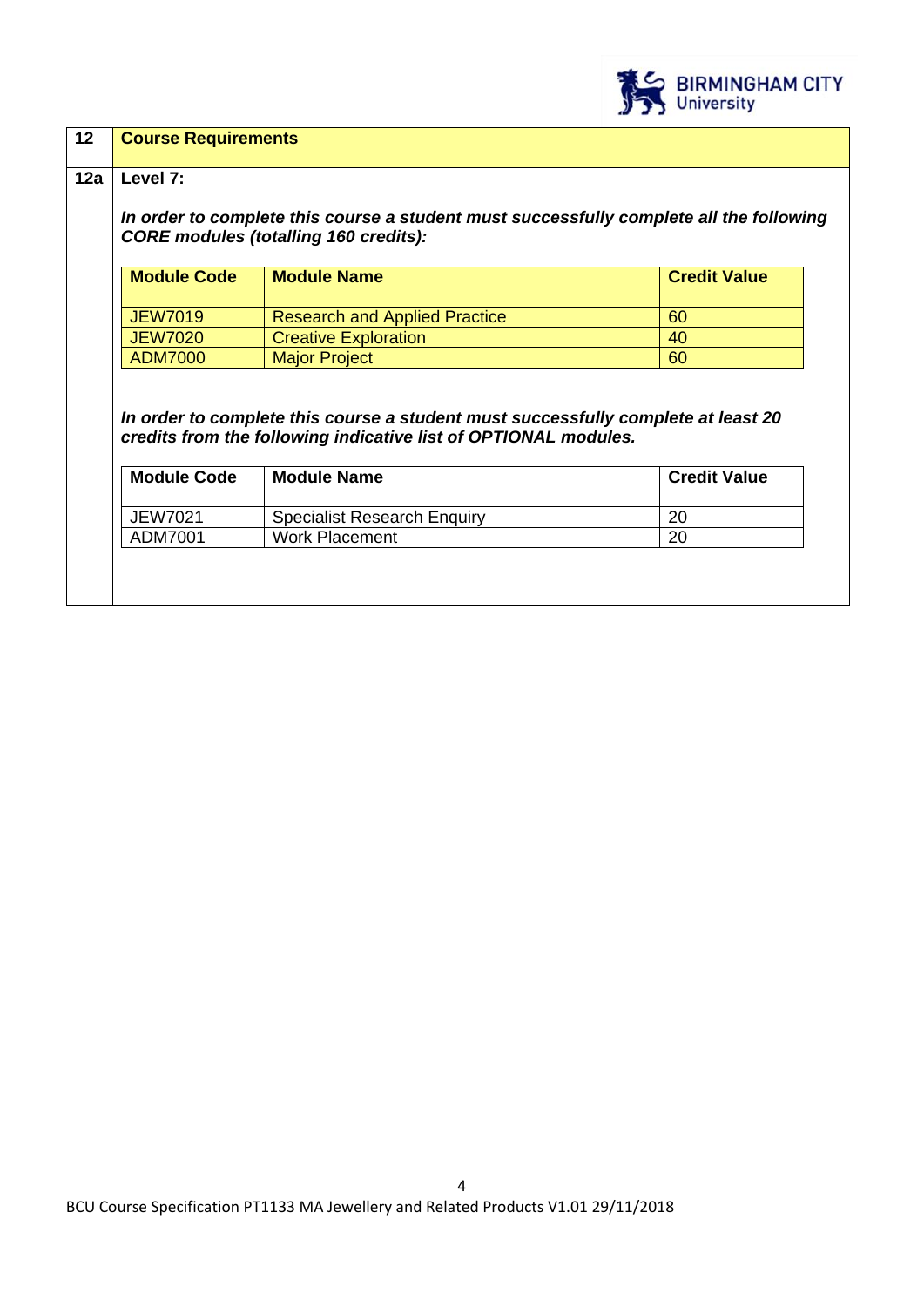## 12 Course Requirements

### 12a Level 7:

***In order to complete this course a student must successfully complete all the following CORE modules (totalling 160 credits):***

| Module Code | Module Name | Credit Value |
|---|---|---|
| JEW7019 | Research and Applied Practice | 60 |
| JEW7020 | Creative Exploration | 40 |
| ADM7000 | Major Project | 60 |

***In order to complete this course a student must successfully complete at least 20 credits from the following indicative list of OPTIONAL modules.***

| Module Code | Module Name | Credit Value |
|---|---|---|
| JEW7021 | Specialist Research Enquiry | 20 |
| ADM7001 | Work Placement | 20 |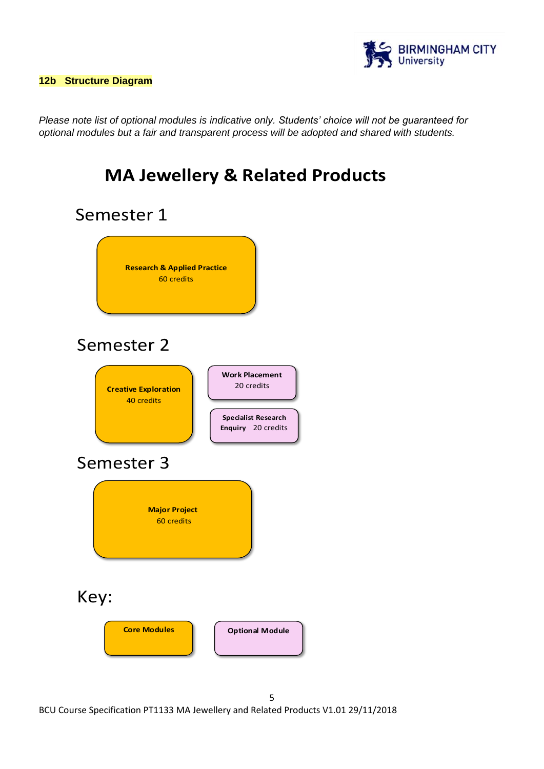**12b Structure Diagram**

*Please note list of optional modules is indicative only. Students' choice will not be guaranteed for optional modules but a fair and transparent process will be adopted and shared with students.*

# MA Jewellery & Related Products

## Semester 1

**Research & Applied Practice**
60 credits

## Semester 2

**Creative Exploration**
40 credits

**Work Placement**
20 credits

**Specialist Research Enquiry** 20 credits

## Semester 3

**Major Project**
60 credits

## Key:

**Core Modules**

**Optional Module**

BCU Course Specification PT1133 MA Jewellery and Related Products V1.01 29/11/2018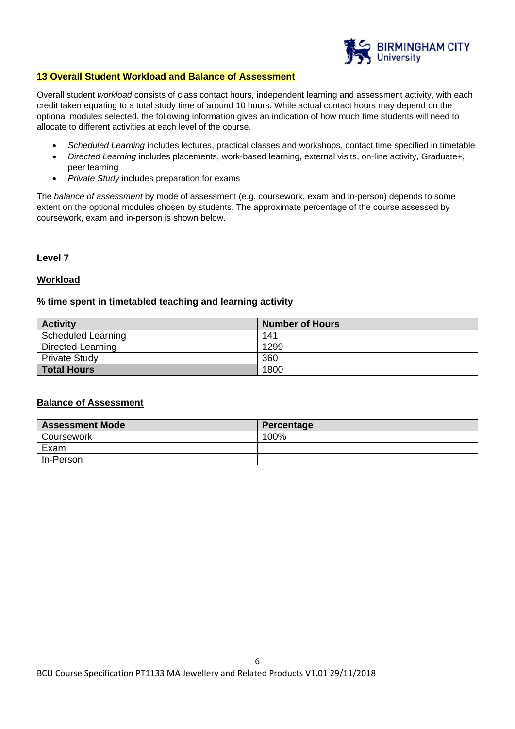## 13 Overall Student Workload and Balance of Assessment

Overall student *workload* consists of class contact hours, independent learning and assessment activity, with each credit taken equating to a total study time of around 10 hours. While actual contact hours may depend on the optional modules selected, the following information gives an indication of how much time students will need to allocate to different activities at each level of the course.

- *Scheduled Learning* includes lectures, practical classes and workshops, contact time specified in timetable
- *Directed Learning* includes placements, work-based learning, external visits, on-line activity, Graduate+, peer learning
- *Private Study* includes preparation for exams

The *balance of assessment* by mode of assessment (e.g. coursework, exam and in-person) depends to some extent on the optional modules chosen by students. The approximate percentage of the course assessed by coursework, exam and in-person is shown below.

### Level 7

#### Workload

**% time spent in timetabled teaching and learning activity**

| Activity | Number of Hours |
|---|---|
| Scheduled Learning | 141 |
| Directed Learning | 1299 |
| Private Study | 360 |
| **Total Hours** | 1800 |

#### Balance of Assessment

| Assessment Mode | Percentage |
|---|---|
| Coursework | 100% |
| Exam | |
| In-Person | |